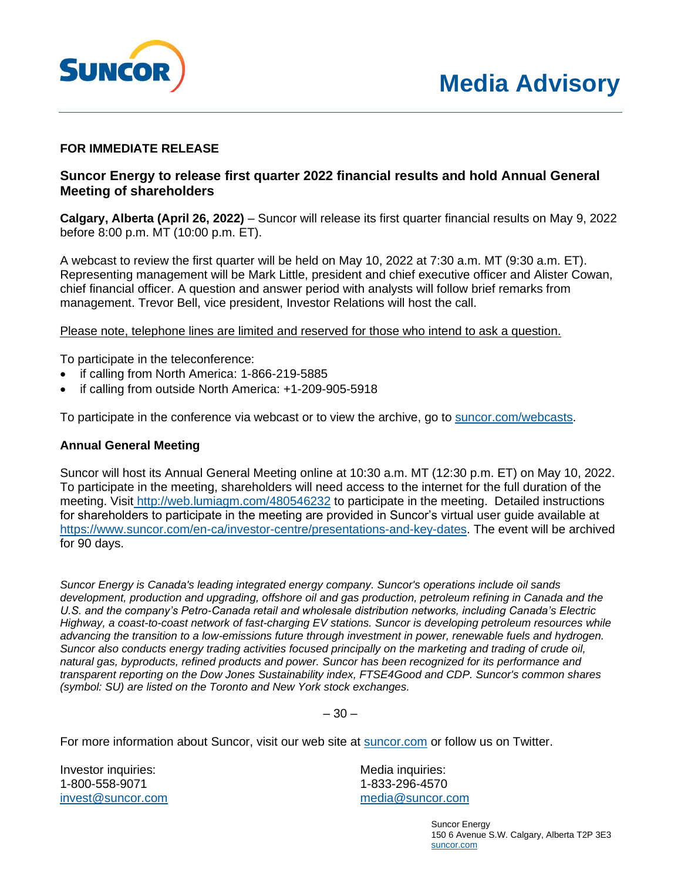SUNCOR

# Media Advisory

**FOR IMMEDIATE RELEASE**

## Suncor Energy to release first quarter 2022 financial results and hold Annual General Meeting of shareholders

**Calgary, Alberta (April 26, 2022)** – Suncor will release its first quarter financial results on May 9, 2022 before 8:00 p.m. MT (10:00 p.m. ET).

A webcast to review the first quarter will be held on May 10, 2022 at 7:30 a.m. MT (9:30 a.m. ET). Representing management will be Mark Little, president and chief executive officer and Alister Cowan, chief financial officer. A question and answer period with analysts will follow brief remarks from management. Trevor Bell, vice president, Investor Relations will host the call.

Please note, telephone lines are limited and reserved for those who intend to ask a question.

To participate in the teleconference:

- if calling from North America: 1-866-219-5885
- if calling from outside North America: +1-209-905-5918

To participate in the conference via webcast or to view the archive, go to suncor.com/webcasts.

### Annual General Meeting

Suncor will host its Annual General Meeting online at 10:30 a.m. MT (12:30 p.m. ET) on May 10, 2022. To participate in the meeting, shareholders will need access to the internet for the full duration of the meeting. Visit http://web.lumiagm.com/480546232 to participate in the meeting. Detailed instructions for shareholders to participate in the meeting are provided in Suncor's virtual user guide available at https://www.suncor.com/en-ca/investor-centre/presentations-and-key-dates. The event will be archived for 90 days.

*Suncor Energy is Canada's leading integrated energy company. Suncor's operations include oil sands development, production and upgrading, offshore oil and gas production, petroleum refining in Canada and the U.S. and the company's Petro-Canada retail and wholesale distribution networks, including Canada's Electric Highway, a coast-to-coast network of fast-charging EV stations. Suncor is developing petroleum resources while advancing the transition to a low-emissions future through investment in power, renewable fuels and hydrogen. Suncor also conducts energy trading activities focused principally on the marketing and trading of crude oil, natural gas, byproducts, refined products and power. Suncor has been recognized for its performance and transparent reporting on the Dow Jones Sustainability index, FTSE4Good and CDP. Suncor's common shares (symbol: SU) are listed on the Toronto and New York stock exchanges.*

– 30 –

For more information about Suncor, visit our web site at suncor.com or follow us on Twitter.

Investor inquiries:
1-800-558-9071
invest@suncor.com

Media inquiries:
1-833-296-4570
media@suncor.com

Suncor Energy
150 6 Avenue S.W. Calgary, Alberta T2P 3E3
suncor.com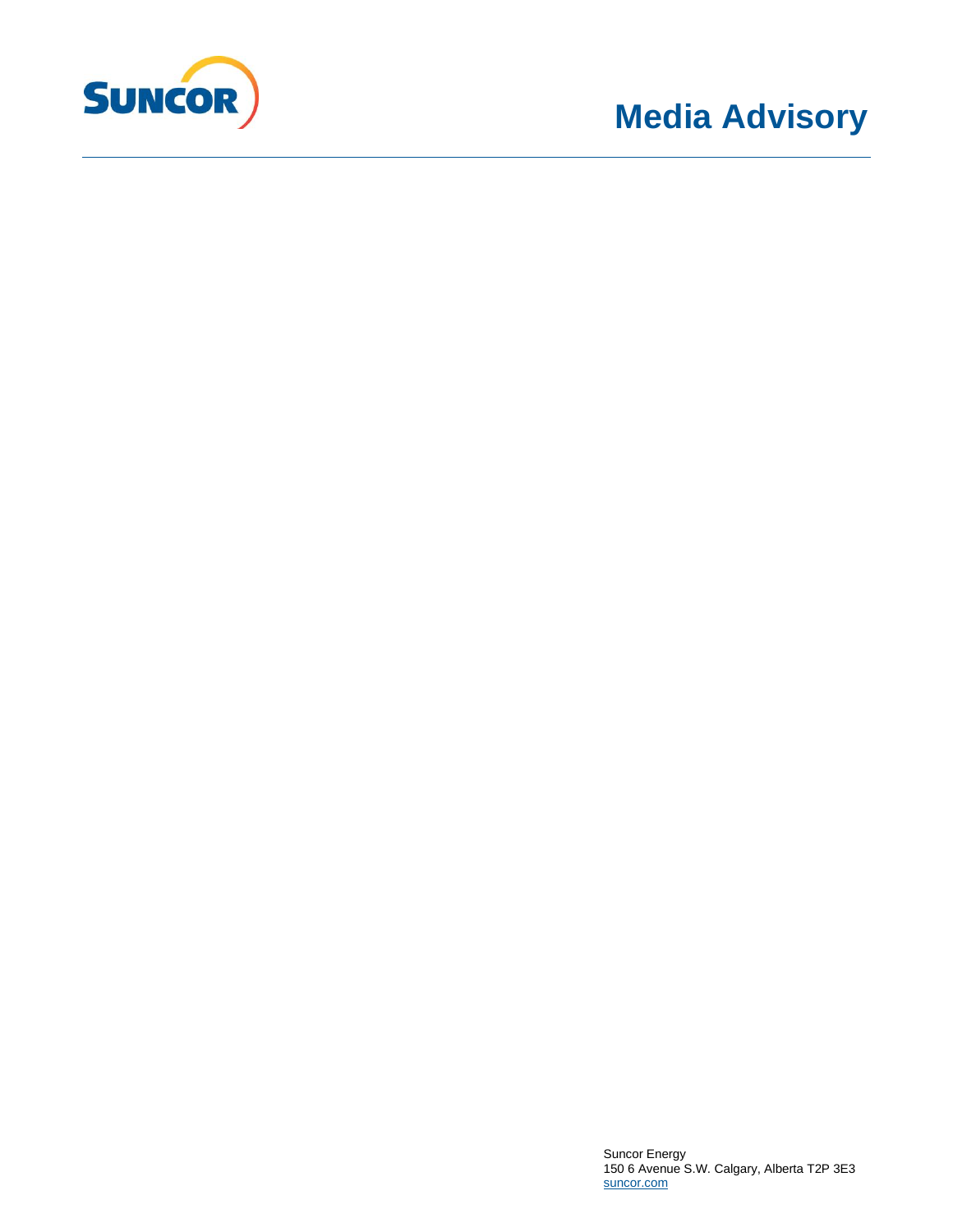# Media Advisory

Suncor Energy
150 6 Avenue S.W. Calgary, Alberta T2P 3E3
[suncor.com](http://suncor.com)